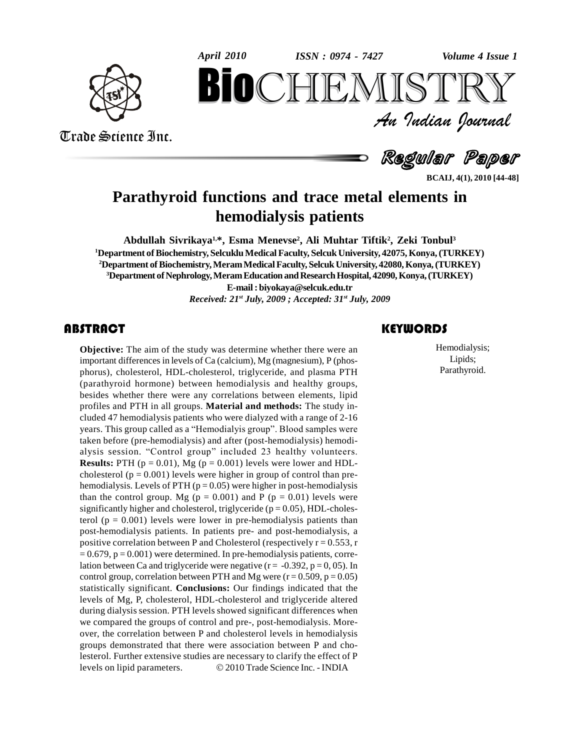# Parathyroid functions and trace metal elements in hemodialysis patients

**Abdullah Sivrikaya[1,*], Esma Menevse[2], Ali Muhtar Tiftik[2], Zeki Tonbul[3]**

[1]Department of Biochemistry, Selcuklu Medical Faculty, Selcuk University, 42075, Konya, (TURKEY)

[2]Department of Biochemistry, Meram Medical Faculty, Selcuk University, 42080, Konya, (TURKEY)

[3]Department of Nephrology, Meram Education and Research Hospital, 42090, Konya, (TURKEY)

E-mail : biyokaya@selcuk.edu.tr

*Received: 21st July, 2009 ; Accepted: 31st July, 2009*

## ABSTRACT

**Objective:** The aim of the study was determine whether there were an important differences in levels of Ca (calcium), Mg (magnesium), P (phosphorus), cholesterol, HDL-cholesterol, triglyceride, and plasma PTH (parathyroid hormone) between hemodialysis and healthy groups, besides whether there were any correlations between elements, lipid profiles and PTH in all groups. **Material and methods:** The study included 47 hemodialysis patients who were dialyzed with a range of 2-16 years. This group called as a "Hemodialyis group". Blood samples were taken before (pre-hemodialysis) and after (post-hemodialysis) hemodialysis session. "Control group" included 23 healthy volunteers. **Results:** PTH ($p = 0.01$), Mg ($p = 0.001$) levels were lower and HDL-cholesterol ($p = 0.001$) levels were higher in group of control than pre-hemodialysis. Levels of PTH ($p = 0.05$) were higher in post-hemodialysis than the control group. Mg ($p = 0.001$) and P ($p = 0.01$) levels were significantly higher and cholesterol, triglyceride ($p = 0.05$), HDL-cholesterol ($p = 0.001$) levels were lower in pre-hemodialysis patients than post-hemodialysis patients. In patients pre- and post-hemodialysis, a positive correlation between P and Cholesterol (respectively $r = 0.553$, $r = 0.679$, $p = 0.001$) were determined. In pre-hemodialysis patients, correlation between Ca and triglyceride were negative ($r = -0.392$, $p = 0, 05$). In control group, correlation between PTH and Mg were ($r = 0.509$, $p = 0.05$) statistically significant. **Conclusions:** Our findings indicated that the levels of Mg, P, cholesterol, HDL-cholesterol and triglyceride altered during dialysis session. PTH levels showed significant differences when we compared the groups of control and pre-, post-hemodialysis. Moreover, the correlation between P and cholesterol levels in hemodialysis groups demonstrated that there were association between P and cholesterol. Further extensive studies are necessary to clarify the effect of P levels on lipid parameters.

© 2010 Trade Science Inc. - INDIA

## KEYWORDS

Hemodialysis;
Lipids;
Parathyroid.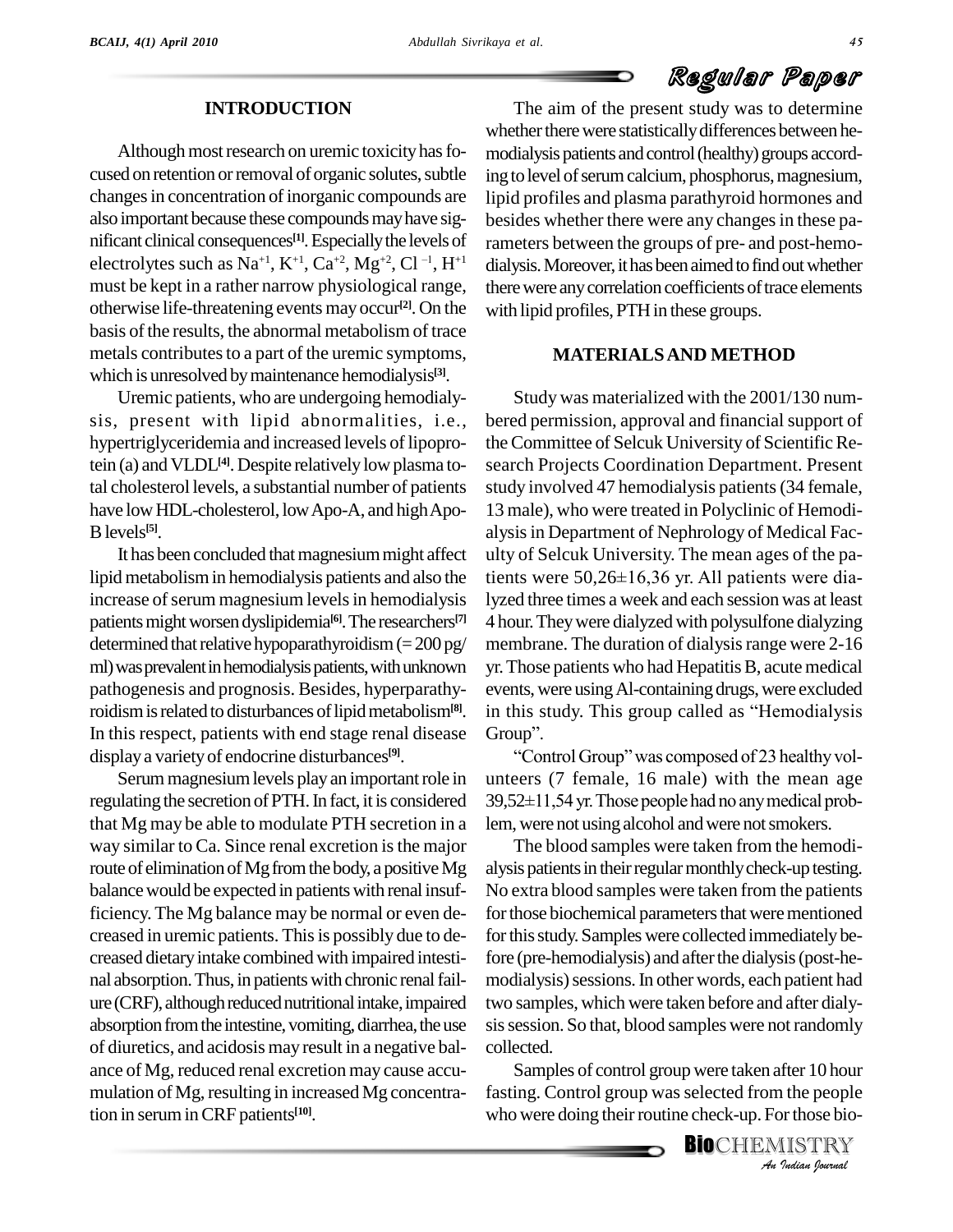## INTRODUCTION

Although most research on uremic toxicity has focused on retention or removal of organic solutes, subtle changes in concentration of inorganic compounds are also important because these compounds may have significant clinical consequences[1]. Especially the levels of electrolytes such as $Na^{+1}$, $K^{+1}$, $Ca^{+2}$, $Mg^{+2}$, $Cl^{-1}$, $H^{+1}$ must be kept in a rather narrow physiological range, otherwise life-threatening events may occur[2]. On the basis of the results, the abnormal metabolism of trace metals contributes to a part of the uremic symptoms, which is unresolved by maintenance hemodialysis[3].

Uremic patients, who are undergoing hemodialysis, present with lipid abnormalities, i.e., hypertriglyceridemia and increased levels of lipoprotein (a) and VLDL[4]. Despite relatively low plasma total cholesterol levels, a substantial number of patients have low HDL-cholesterol, low Apo-A, and high Apo-B levels[5].

It has been concluded that magnesium might affect lipid metabolism in hemodialysis patients and also the increase of serum magnesium levels in hemodialysis patients might worsen dyslipidemia[6]. The researchers[7] determined that relative hypoparathyroidism (= 200 pg/ml) was prevalent in hemodialysis patients, with unknown pathogenesis and prognosis. Besides, hyperparathyroidism is related to disturbances of lipid metabolism[8]. In this respect, patients with end stage renal disease display a variety of endocrine disturbances[9].

Serum magnesium levels play an important role in regulating the secretion of PTH. In fact, it is considered that Mg may be able to modulate PTH secretion in a way similar to Ca. Since renal excretion is the major route of elimination of Mg from the body, a positive Mg balance would be expected in patients with renal insufficiency. The Mg balance may be normal or even decreased in uremic patients. This is possibly due to decreased dietary intake combined with impaired intestinal absorption. Thus, in patients with chronic renal failure (CRF), although reduced nutritional intake, impaired absorption from the intestine, vomiting, diarrhea, the use of diuretics, and acidosis may result in a negative balance of Mg, reduced renal excretion may cause accumulation of Mg, resulting in increased Mg concentration in serum in CRF patients[10].

The aim of the present study was to determine whether there were statistically differences between hemodialysis patients and control (healthy) groups according to level of serum calcium, phosphorus, magnesium, lipid profiles and plasma parathyroid hormones and besides whether there were any changes in these parameters between the groups of pre- and post-hemodialysis. Moreover, it has been aimed to find out whether there were any correlation coefficients of trace elements with lipid profiles, PTH in these groups.

## MATERIALS AND METHOD

Study was materialized with the 2001/130 numbered permission, approval and financial support of the Committee of Selcuk University of Scientific Research Projects Coordination Department. Present study involved 47 hemodialysis patients (34 female, 13 male), who were treated in Polyclinic of Hemodialysis in Department of Nephrology of Medical Faculty of Selcuk University. The mean ages of the patients were 50,26±16,36 yr. All patients were dialyzed three times a week and each session was at least 4 hour. They were dialyzed with polysulfone dialyzing membrane. The duration of dialysis range were 2-16 yr. Those patients who had Hepatitis B, acute medical events, were using Al-containing drugs, were excluded in this study. This group called as "Hemodialysis Group".

"Control Group" was composed of 23 healthy volunteers (7 female, 16 male) with the mean age 39,52±11,54 yr. Those people had no any medical problem, were not using alcohol and were not smokers.

The blood samples were taken from the hemodialysis patients in their regular monthly check-up testing. No extra blood samples were taken from the patients for those biochemical parameters that were mentioned for this study. Samples were collected immediately before (pre-hemodialysis) and after the dialysis (post-hemodialysis) sessions. In other words, each patient had two samples, which were taken before and after dialysis session. So that, blood samples were not randomly collected.

Samples of control group were taken after 10 hour fasting. Control group was selected from the people who were doing their routine check-up. For those bio-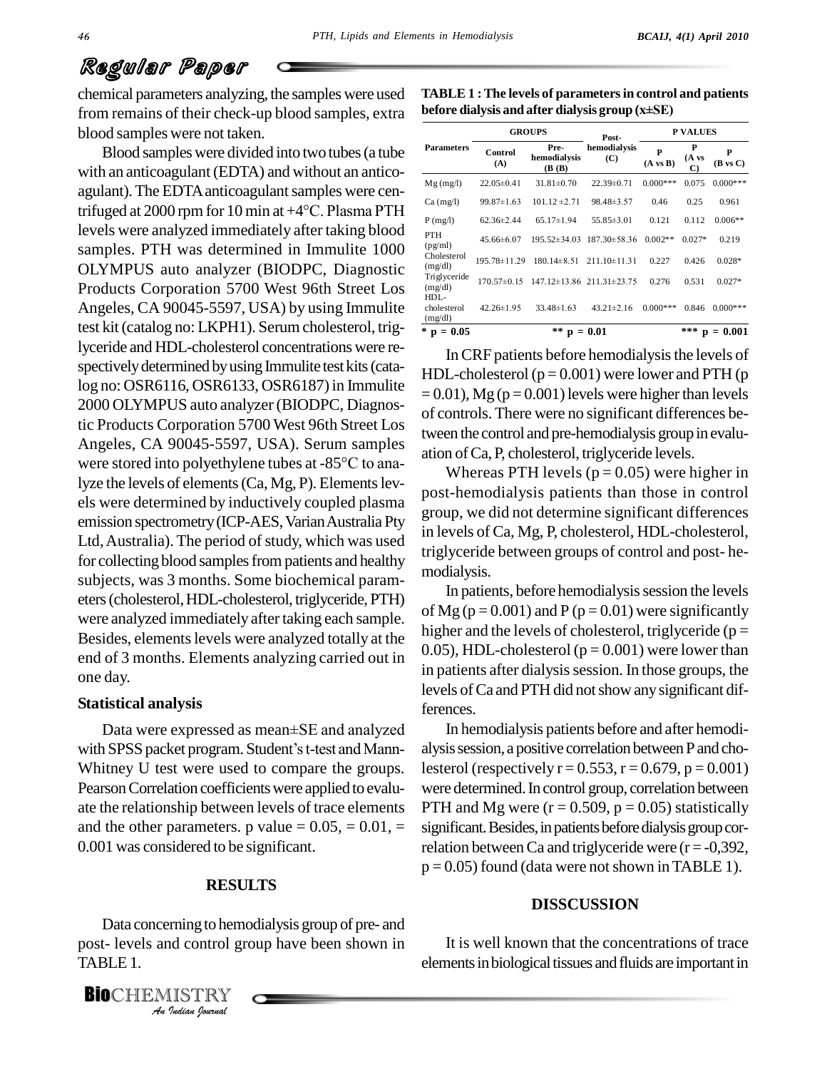chemical parameters analyzing, the samples were used from remains of their check-up blood samples, extra blood samples were not taken.

Blood samples were divided into two tubes (a tube with an anticoagulant (EDTA) and without an anticoagulant). The EDTA anticoagulant samples were centrifuged at 2000 rpm for 10 min at +4°C. Plasma PTH levels were analyzed immediately after taking blood samples. PTH was determined in Immulite 1000 OLYMPUS auto analyzer (BIODPC, Diagnostic Products Corporation 5700 West 96th Street Los Angeles, CA 90045-5597, USA) by using Immulite test kit (catalog no: LKPH1). Serum cholesterol, triglyceride and HDL-cholesterol concentrations were respectively determined by using Immulite test kits (catalog no: OSR6116, OSR6133, OSR6187) in Immulite 2000 OLYMPUS auto analyzer (BIODPC, Diagnostic Products Corporation 5700 West 96th Street Los Angeles, CA 90045-5597, USA). Serum samples were stored into polyethylene tubes at -85°C to analyze the levels of elements (Ca, Mg, P). Elements levels were determined by inductively coupled plasma emission spectrometry (ICP-AES, Varian Australia Pty Ltd, Australia). The period of study, which was used for collecting blood samples from patients and healthy subjects, was 3 months. Some biochemical parameters (cholesterol, HDL-cholesterol, triglyceride, PTH) were analyzed immediately after taking each sample. Besides, elements levels were analyzed totally at the end of 3 months. Elements analyzing carried out in one day.

### Statistical analysis

Data were expressed as mean±SE and analyzed with SPSS packet program. Student's t-test and Mann-Whitney U test were used to compare the groups. Pearson Correlation coefficients were applied to evaluate the relationship between levels of trace elements and the other parameters. p value = 0.05, = 0.01, = 0.001 was considered to be significant.

## RESULTS

Data concerning to hemodialysis group of pre- and post- levels and control group have been shown in TABLE 1.

**TABLE 1 : The levels of parameters in control and patients before dialysis and after dialysis group (x±SE)**

| Parameters | GROUPS | | | P VALUES | | |
|---|---|---|---|---|---|---|
| | Control (A) | Pre-hemodialysis (B (B) | Post-hemodialysis (C) | P (A vs B) | P (A vs C) | P (B vs C) |
| Mg (mg/l) | 22.05±0.41 | 31.81±0.70 | 22.39±0.71 | 0.000*** | 0.075 | 0.000*** |
| Ca (mg/l) | 99.87±1.63 | 101.12 ±2.71 | 98.48±3.57 | 0.46 | 0.25 | 0.961 |
| P (mg/l) | 62.36±2.44 | 65.17±1.94 | 55.85±3.01 | 0.121 | 0.112 | 0.006** |
| PTH (pg/ml) | 45.66±6.07 | 195.52±34.03 | 187.30±58.36 | 0.002** | 0.027* | 0.219 |
| Cholesterol (mg/dl) | 195.78±11.29 | 180.14±8.51 | 211.10±11.31 | 0.227 | 0.426 | 0.028* |
| Triglyceride (mg/dl) | 170.57±0.15 | 147.12±13.86 | 211.31±23.75 | 0.276 | 0.531 | 0.027* |
| HDL-cholesterol (mg/dl) | 42.26±1.95 | 33.48±1.63 | 43.21±2.16 | 0.000*** | 0.846 | 0.000*** |

\* p = 0.05 &nbsp;&nbsp; ** p = 0.01 &nbsp;&nbsp; *** p = 0.001

In CRF patients before hemodialysis the levels of HDL-cholesterol (p = 0.001) were lower and PTH (p = 0.01), Mg (p = 0.001) levels were higher than levels of controls. There were no significant differences between the control and pre-hemodialysis group in evaluation of Ca, P, cholesterol, triglyceride levels.

Whereas PTH levels (p = 0.05) were higher in post-hemodialysis patients than those in control group, we did not determine significant differences in levels of Ca, Mg, P, cholesterol, HDL-cholesterol, triglyceride between groups of control and post- hemodialysis.

In patients, before hemodialysis session the levels of Mg (p = 0.001) and P (p = 0.01) were significantly higher and the levels of cholesterol, triglyceride (p = 0.05), HDL-cholesterol (p = 0.001) were lower than in patients after dialysis session. In those groups, the levels of Ca and PTH did not show any significant differences.

In hemodialysis patients before and after hemodialysis session, a positive correlation between P and cholesterol (respectively r = 0.553, r = 0.679, p = 0.001) were determined. In control group, correlation between PTH and Mg were (r = 0.509, p = 0.05) statistically significant. Besides, in patients before dialysis group correlation between Ca and triglyceride were (r = -0,392, p = 0.05) found (data were not shown in TABLE 1).

## DISSCUSSION

It is well known that the concentrations of trace elements in biological tissues and fluids are important in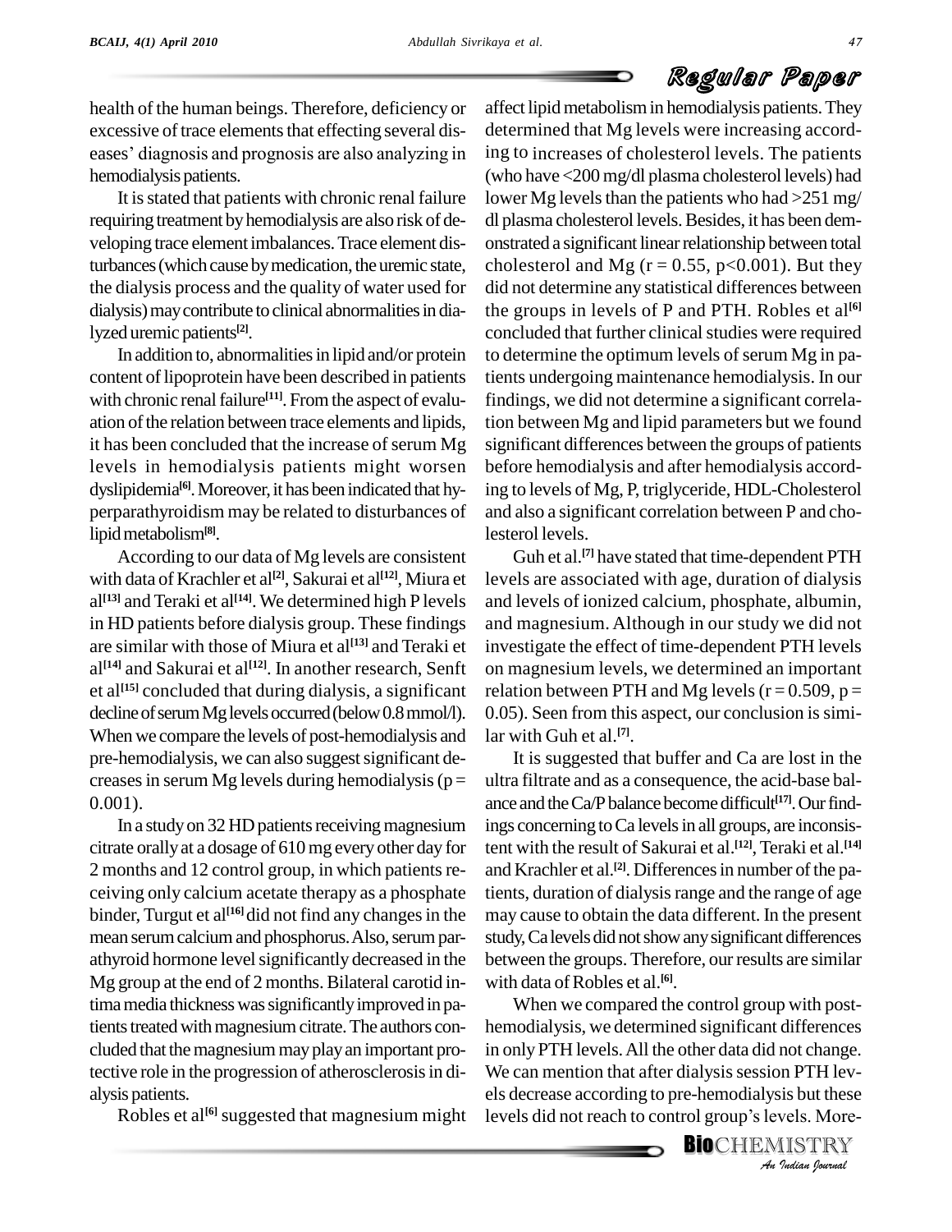health of the human beings. Therefore, deficiency or excessive of trace elements that effecting several diseases' diagnosis and prognosis are also analyzing in hemodialysis patients.

It is stated that patients with chronic renal failure requiring treatment by hemodialysis are also risk of developing trace element imbalances. Trace element disturbances (which cause by medication, the uremic state, the dialysis process and the quality of water used for dialysis) may contribute to clinical abnormalities in dialyzed uremic patients[2].

In addition to, abnormalities in lipid and/or protein content of lipoprotein have been described in patients with chronic renal failure[11]. From the aspect of evaluation of the relation between trace elements and lipids, it has been concluded that the increase of serum Mg levels in hemodialysis patients might worsen dyslipidemia[6]. Moreover, it has been indicated that hyperparathyroidism may be related to disturbances of lipid metabolism[8].

According to our data of Mg levels are consistent with data of Krachler et al[2], Sakurai et al[12], Miura et al[13] and Teraki et al[14]. We determined high P levels in HD patients before dialysis group. These findings are similar with those of Miura et al[13] and Teraki et al[14] and Sakurai et al[12]. In another research, Senft et al[15] concluded that during dialysis, a significant decline of serum Mg levels occurred (below 0.8 mmol/l). When we compare the levels of post-hemodialysis and pre-hemodialysis, we can also suggest significant decreases in serum Mg levels during hemodialysis ($p = 0.001$).

In a study on 32 HD patients receiving magnesium citrate orally at a dosage of 610 mg every other day for 2 months and 12 control group, in which patients receiving only calcium acetate therapy as a phosphate binder, Turgut et al[16] did not find any changes in the mean serum calcium and phosphorus. Also, serum parathyroid hormone level significantly decreased in the Mg group at the end of 2 months. Bilateral carotid intima media thickness was significantly improved in patients treated with magnesium citrate. The authors concluded that the magnesium may play an important protective role in the progression of atherosclerosis in dialysis patients.

Robles et al[6] suggested that magnesium might affect lipid metabolism in hemodialysis patients. They determined that Mg levels were increasing according to increases of cholesterol levels. The patients (who have <200 mg/dl plasma cholesterol levels) had lower Mg levels than the patients who had >251 mg/dl plasma cholesterol levels. Besides, it has been demonstrated a significant linear relationship between total cholesterol and Mg ($r = 0.55$, $p<0.001$). But they did not determine any statistical differences between the groups in levels of P and PTH. Robles et al[6] concluded that further clinical studies were required to determine the optimum levels of serum Mg in patients undergoing maintenance hemodialysis. In our findings, we did not determine a significant correlation between Mg and lipid parameters but we found significant differences between the groups of patients before hemodialysis and after hemodialysis according to levels of Mg, P, triglyceride, HDL-Cholesterol and also a significant correlation between P and cholesterol levels.

Guh et al.[7] have stated that time-dependent PTH levels are associated with age, duration of dialysis and levels of ionized calcium, phosphate, albumin, and magnesium. Although in our study we did not investigate the effect of time-dependent PTH levels on magnesium levels, we determined an important relation between PTH and Mg levels ($r = 0.509$, $p = 0.05$). Seen from this aspect, our conclusion is similar with Guh et al.[7].

It is suggested that buffer and Ca are lost in the ultra filtrate and as a consequence, the acid-base balance and the Ca/P balance become difficult[17]. Our findings concerning to Ca levels in all groups, are inconsistent with the result of Sakurai et al.[12], Teraki et al.[14] and Krachler et al.[2]. Differences in number of the patients, duration of dialysis range and the range of age may cause to obtain the data different. In the present study, Ca levels did not show any significant differences between the groups. Therefore, our results are similar with data of Robles et al.[6].

When we compared the control group with post-hemodialysis, we determined significant differences in only PTH levels. All the other data did not change. We can mention that after dialysis session PTH levels decrease according to pre-hemodialysis but these levels did not reach to control group's levels. More-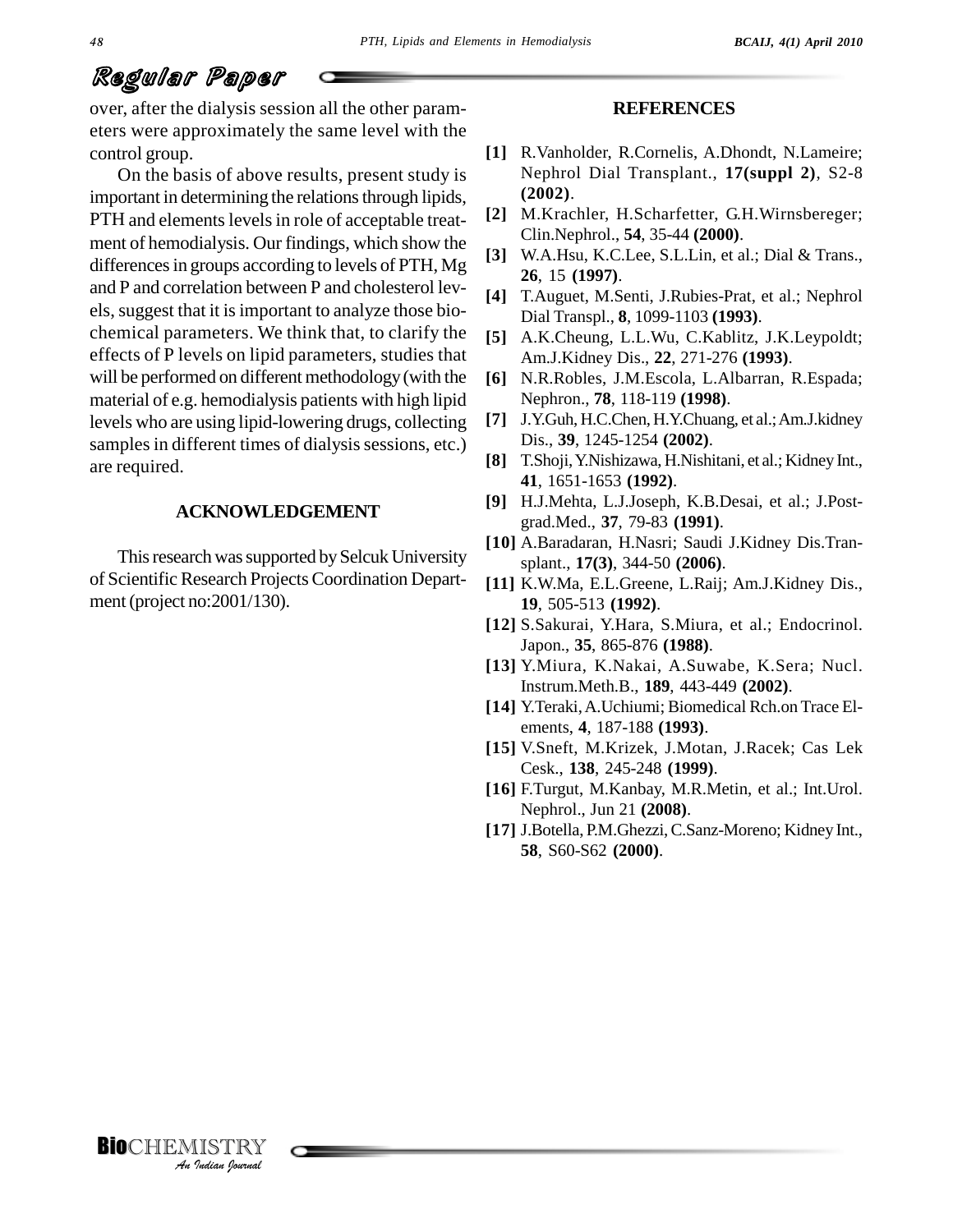over, after the dialysis session all the other parameters were approximately the same level with the control group.

On the basis of above results, present study is important in determining the relations through lipids, PTH and elements levels in role of acceptable treatment of hemodialysis. Our findings, which show the differences in groups according to levels of PTH, Mg and P and correlation between P and cholesterol levels, suggest that it is important to analyze those biochemical parameters. We think that, to clarify the effects of P levels on lipid parameters, studies that will be performed on different methodology (with the material of e.g. hemodialysis patients with high lipid levels who are using lipid-lowering drugs, collecting samples in different times of dialysis sessions, etc.) are required.

## ACKNOWLEDGEMENT

This research was supported by Selcuk University of Scientific Research Projects Coordination Department (project no:2001/130).

## REFERENCES

**[1]** R.Vanholder, R.Cornelis, A.Dhondt, N.Lameire; Nephrol Dial Transplant., **17(suppl 2)**, S2-8 **(2002)**.

**[2]** M.Krachler, H.Scharfetter, G.H.Wirnsbereger; Clin.Nephrol., **54**, 35-44 **(2000)**.

**[3]** W.A.Hsu, K.C.Lee, S.L.Lin, et al.; Dial & Trans., **26**, 15 **(1997)**.

**[4]** T.Auguet, M.Senti, J.Rubies-Prat, et al.; Nephrol Dial Transpl., **8**, 1099-1103 **(1993)**.

**[5]** A.K.Cheung, L.L.Wu, C.Kablitz, J.K.Leypoldt; Am.J.Kidney Dis., **22**, 271-276 **(1993)**.

**[6]** N.R.Robles, J.M.Escola, L.Albarran, R.Espada; Nephron., **78**, 118-119 **(1998)**.

**[7]** J.Y.Guh, H.C.Chen, H.Y.Chuang, et al.; Am.J.kidney Dis., **39**, 1245-1254 **(2002)**.

**[8]** T.Shoji, Y.Nishizawa, H.Nishitani, et al.; Kidney Int., **41**, 1651-1653 **(1992)**.

**[9]** H.J.Mehta, L.J.Joseph, K.B.Desai, et al.; J.Postgrad.Med., **37**, 79-83 **(1991)**.

**[10]** A.Baradaran, H.Nasri; Saudi J.Kidney Dis.Transplant., **17(3)**, 344-50 **(2006)**.

**[11]** K.W.Ma, E.L.Greene, L.Raij; Am.J.Kidney Dis., **19**, 505-513 **(1992)**.

**[12]** S.Sakurai, Y.Hara, S.Miura, et al.; Endocrinol. Japon., **35**, 865-876 **(1988)**.

**[13]** Y.Miura, K.Nakai, A.Suwabe, K.Sera; Nucl. Instrum.Meth.B., **189**, 443-449 **(2002)**.

**[14]** Y.Teraki, A.Uchiumi; Biomedical Rch.on Trace Elements, **4**, 187-188 **(1993)**.

**[15]** V.Sneft, M.Krizek, J.Motan, J.Racek; Cas Lek Cesk., **138**, 245-248 **(1999)**.

**[16]** F.Turgut, M.Kanbay, M.R.Metin, et al.; Int.Urol. Nephrol., Jun 21 **(2008)**.

**[17]** J.Botella, P.M.Ghezzi, C.Sanz-Moreno; Kidney Int., **58**, S60-S62 **(2000)**.